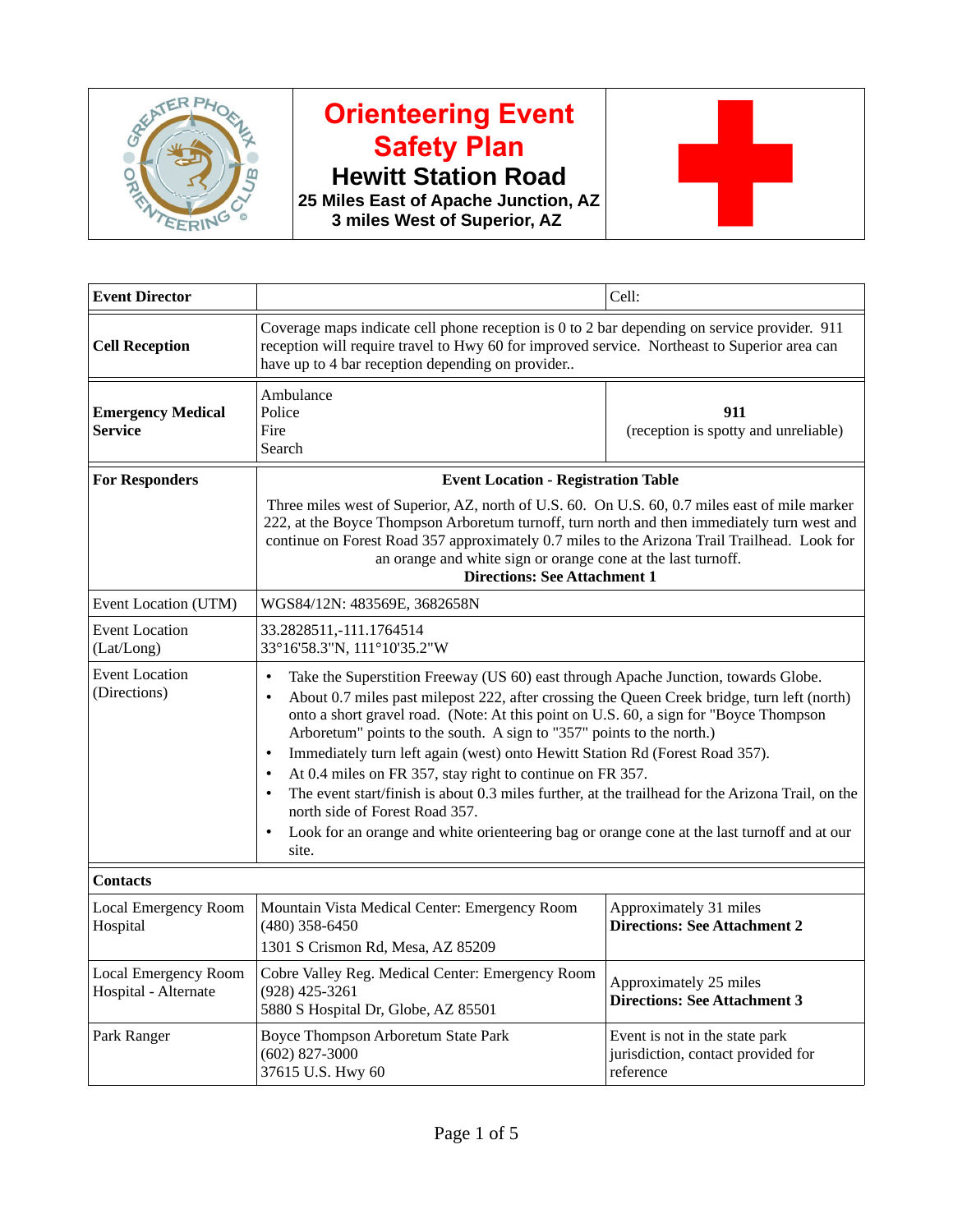# Orienteering Event Safety Plan

## Hewitt Station Road

**25 Miles East of Apache Junction, AZ**
**3 miles West of Superior, AZ**

| | | |
|---|---|---|
| **Event Director** | | Cell: |
| **Cell Reception** | Coverage maps indicate cell phone reception is 0 to 2 bar depending on service provider. 911 reception will require travel to Hwy 60 for improved service. Northeast to Superior area can have up to 4 bar reception depending on provider.. | |
| **Emergency Medical Service** | Ambulance<br>Police<br>Fire<br>Search | **911**<br>(reception is spotty and unreliable) |
| **For Responders** | **Event Location - Registration Table**<br>Three miles west of Superior, AZ, north of U.S. 60. On U.S. 60, 0.7 miles east of mile marker 222, at the Boyce Thompson Arboretum turnoff, turn north and then immediately turn west and continue on Forest Road 357 approximately 0.7 miles to the Arizona Trail Trailhead. Look for an orange and white sign or orange cone at the last turnoff.<br>**Directions: See Attachment 1** | |
| Event Location (UTM) | WGS84/12N: 483569E, 3682658N | |
| Event Location (Lat/Long) | 33.2828511,-111.1764514<br>33°16'58.3"N, 111°10'35.2"W | |
| Event Location (Directions) | • Take the Superstition Freeway (US 60) east through Apache Junction, towards Globe.<br>• About 0.7 miles past milepost 222, after crossing the Queen Creek bridge, turn left (north) onto a short gravel road. (Note: At this point on U.S. 60, a sign for "Boyce Thompson Arboretum" points to the south. A sign to "357" points to the north.)<br>• Immediately turn left again (west) onto Hewitt Station Rd (Forest Road 357).<br>• At 0.4 miles on FR 357, stay right to continue on FR 357.<br>• The event start/finish is about 0.3 miles further, at the trailhead for the Arizona Trail, on the north side of Forest Road 357.<br>• Look for an orange and white orienteering bag or orange cone at the last turnoff and at our site. | |
| **Contacts** | | |
| Local Emergency Room Hospital | Mountain Vista Medical Center: Emergency Room<br>(480) 358-6450<br>1301 S Crismon Rd, Mesa, AZ 85209 | Approximately 31 miles<br>**Directions: See Attachment 2** |
| Local Emergency Room Hospital - Alternate | Cobre Valley Reg. Medical Center: Emergency Room<br>(928) 425-3261<br>5880 S Hospital Dr, Globe, AZ 85501 | Approximately 25 miles<br>**Directions: See Attachment 3** |
| Park Ranger | Boyce Thompson Arboretum State Park<br>(602) 827-3000<br>37615 U.S. Hwy 60 | Event is not in the state park jurisdiction, contact provided for reference |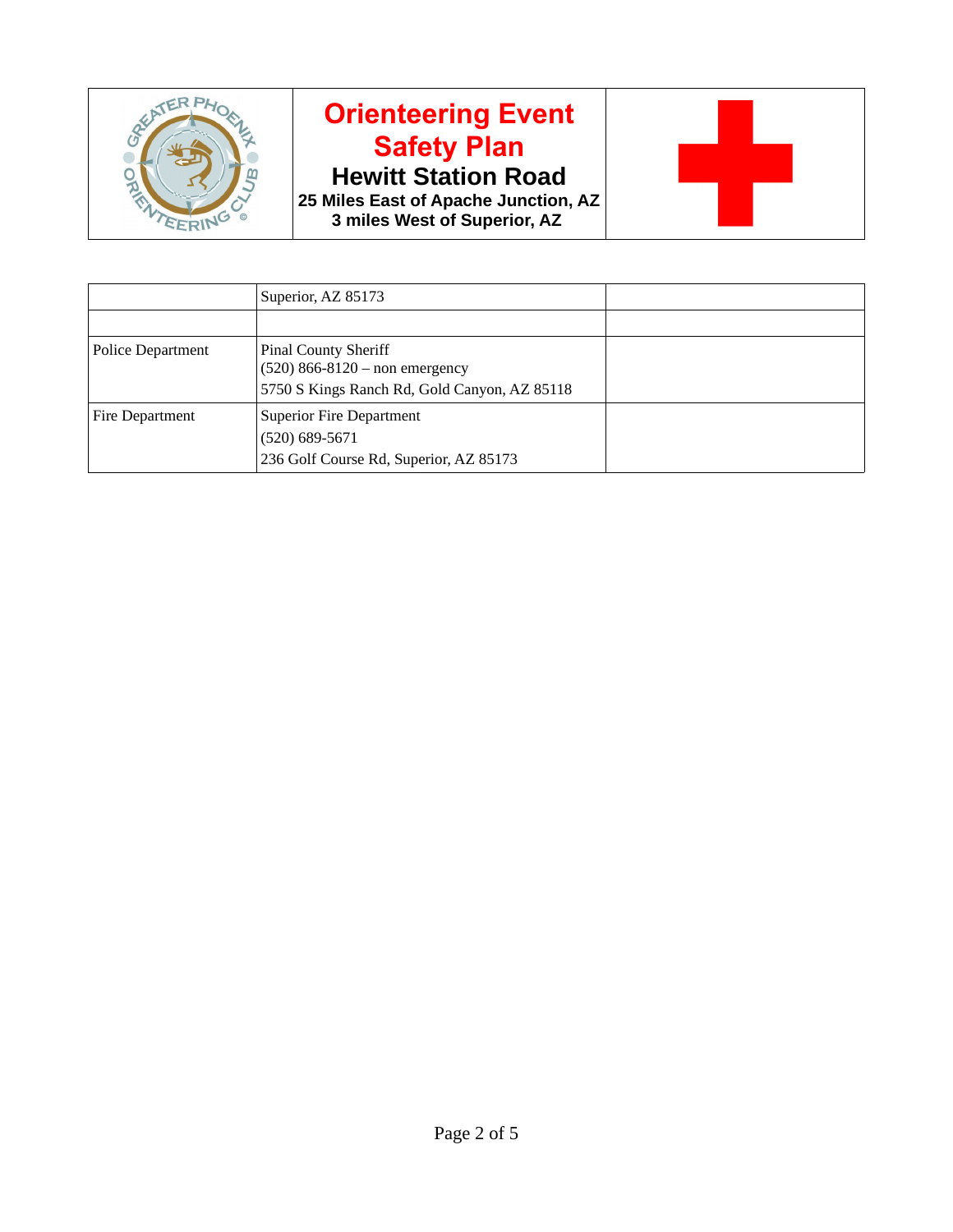| | Superior, AZ 85173 | |
|---|---|---|
| | | |
| Police Department | Pinal County Sheriff<br>(520) 866-8120 – non emergency<br>5750 S Kings Ranch Rd, Gold Canyon, AZ 85118 | |
| Fire Department | Superior Fire Department<br>(520) 689-5671<br>236 Golf Course Rd, Superior, AZ 85173 | |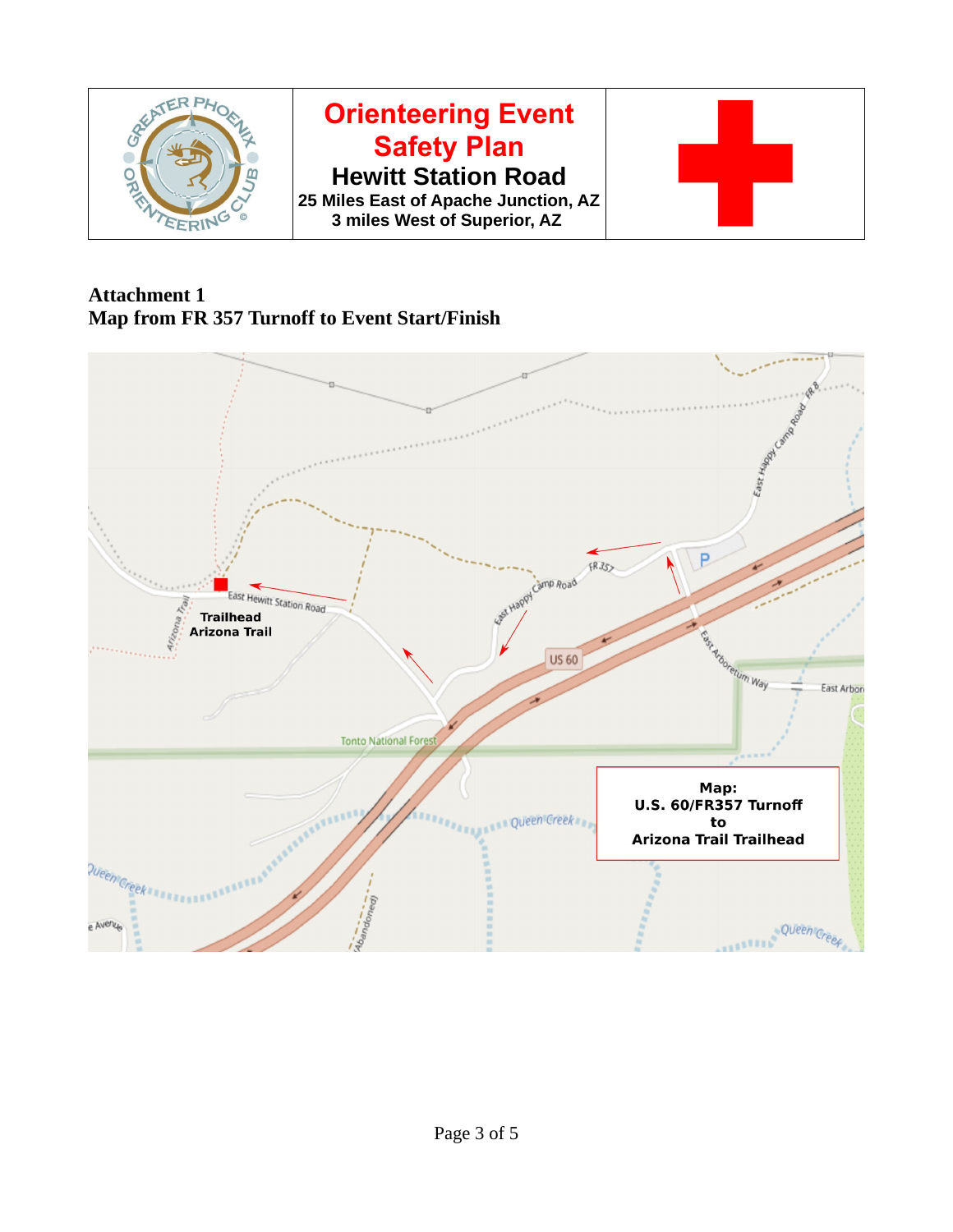| | Orienteering Event Safety Plan<br>**Hewitt Station Road**<br>**25 Miles East of Apache Junction, AZ**<br>**3 miles West of Superior, AZ** | |
|---|---|---|

**Attachment 1**
**Map from FR 357 Turnoff to Event Start/Finish**

Map:
U.S. 60/FR357 Turnoff
to
Arizona Trail Trailhead

Trailhead
Arizona Trail

East Hewitt Station Road
East Happy Camp Road
FR 357
US 60
Tonto National Forest
Queen Creek
East Arboretum Way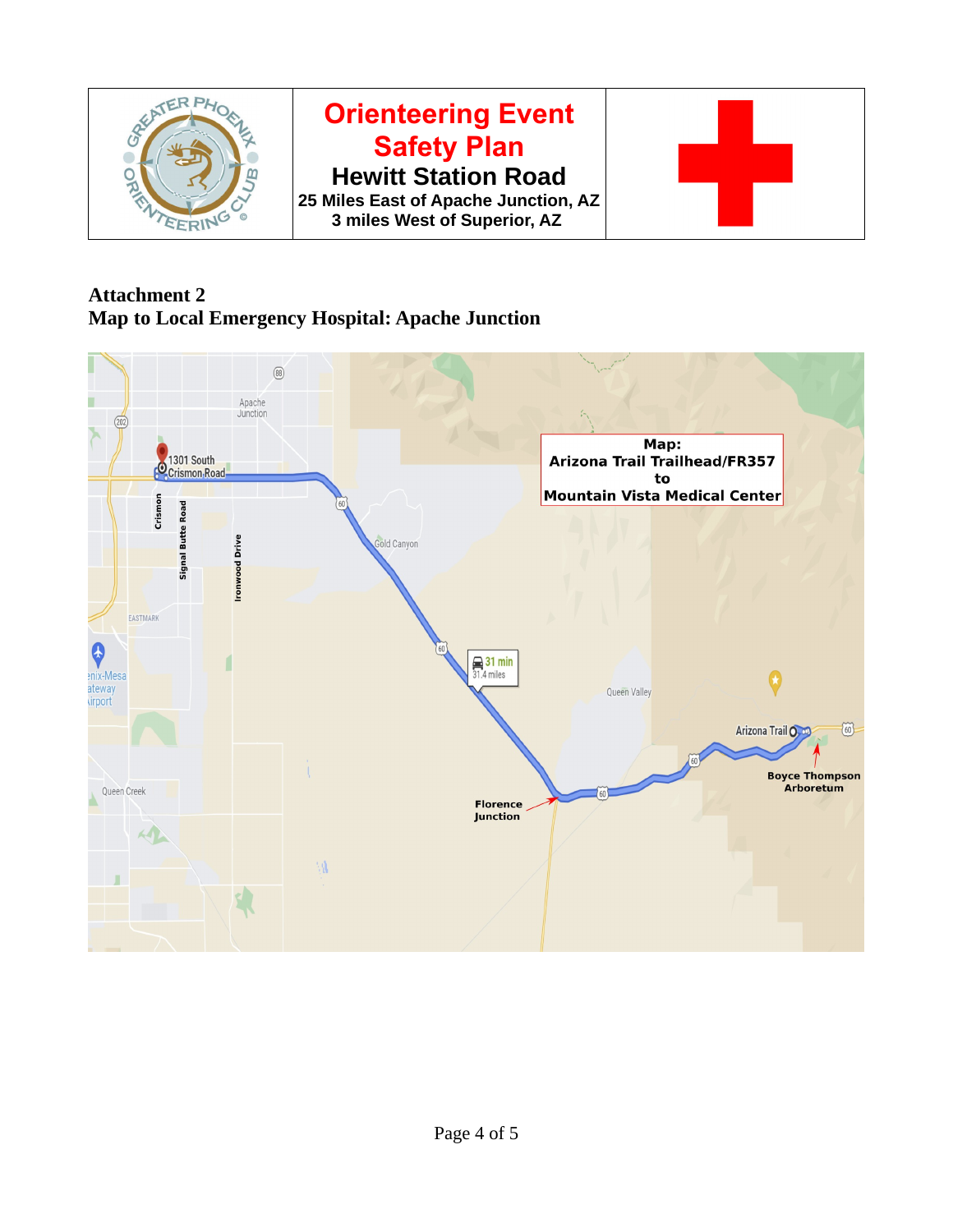| | Orienteering Event Safety Plan<br>**Hewitt Station Road**<br>**25 Miles East of Apache Junction, AZ**<br>**3 miles West of Superior, AZ** | |
|---|---|---|

**Attachment 2**
**Map to Local Emergency Hospital: Apache Junction**

**Map:**
**Arizona Trail Trailhead/FR357**
**to**
**Mountain Vista Medical Center**

1301 South Crismon Road

Crismon

Signal Butte Road

Ironwood Drive

Apache Junction

Gold Canyon

EASTMARK

Phoenix-Mesa Gateway Airport

31 min
31.4 miles

Queen Valley

Arizona Trail

**Boyce Thompson Arboretum**

**Florence Junction**

Queen Creek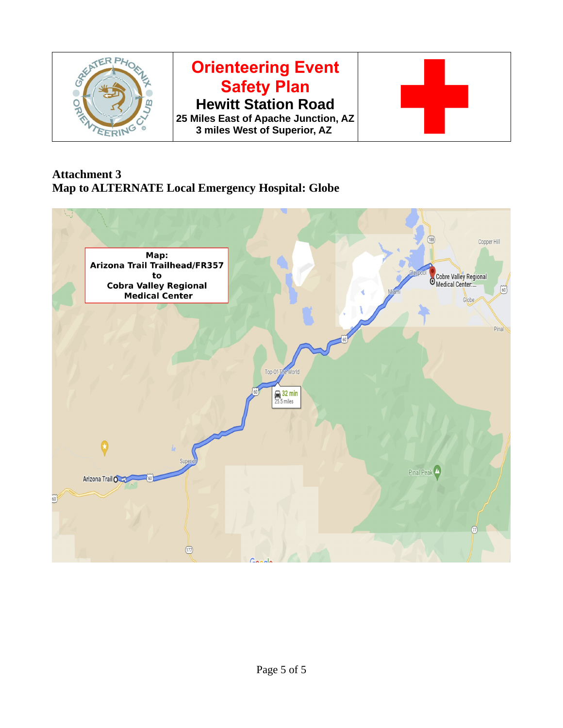| | | |
|---|---|---|
| | **Orienteering Event Safety Plan**<br>**Hewitt Station Road**<br>**25 Miles East of Apache Junction, AZ**<br>**3 miles West of Superior, AZ** | |

**Attachment 3**
**Map to ALTERNATE Local Emergency Hospital: Globe**

**Map:**
**Arizona Trail Trailhead/FR357**
**to**
**Cobra Valley Regional Medical Center**

Arizona Trail
Superior
Top-Of-The-World
32 min
25.5 miles
Miami
Claypool
Cobre Valley Regional Medical Center:...
Globe
Copper Hill
Pinal
Pinal Peak
60
77
177
188